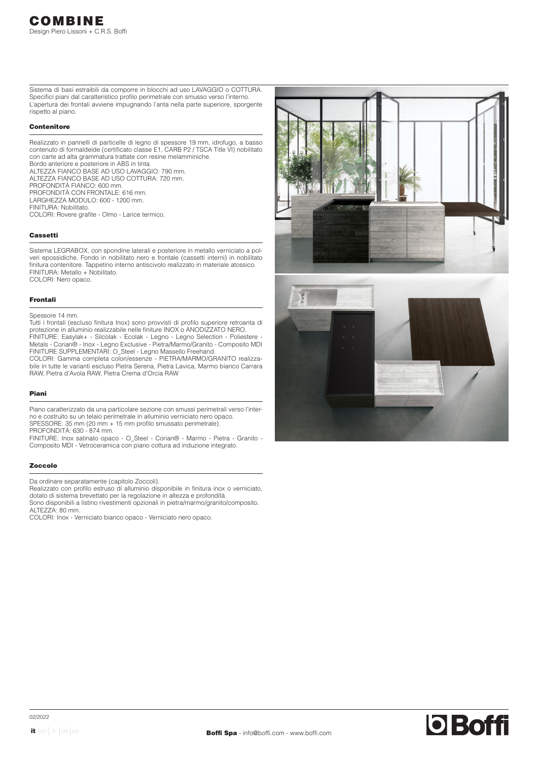# COMBINE

Design Piero Lissoni + C.R.S. Boffi

Sistema di basi estraibili da comporre in blocchi ad uso LAVAGGIO o COTTURA. Specifici piani dal caratteristico profilo perimetrale con smusso verso l'interno. L'apertura dei frontali avviene impugnando l'anta nella parte superiore, sporgente rispetto al piano.

## Contenitore

Realizzato in pannelli di particelle di legno di spessore 19 mm, idrofugo, a basso contenuto di formaldeide (certificato classe E1, CARB P2 / TSCA Title VI) nobilitato con carte ad alta grammatura trattate con resine melamminiche.
Bordo anteriore e posteriore in ABS in tinta.
ALTEZZA FIANCO BASE AD USO LAVAGGIO: 790 mm.
ALTEZZA FIANCO BASE AD USO COTTURA: 720 mm.
PROFONDITÀ FIANCO: 600 mm.
PROFONDITÀ CON FRONTALE: 616 mm.
LARGHEZZA MODULO: 600 - 1200 mm.
FINITURA: Nobilitato.
COLORI: Rovere grafite - Olmo - Larice termico.

## Cassetti

Sistema LEGRABOX, con spondine laterali e posteriore in metallo verniciato a polveri epossidiche. Fondo in nobilitato nero e frontale (cassetti interni) in nobilitato finitura contenitore. Tappetino interno antiscivolo realizzato in materiale atossico.
FINITURA: Metallo + Nobilitato.
COLORI: Nero opaco.

## Frontali

Spessore 14 mm.
Tutti i frontali (escluso finitura Inox) sono provvisti di profilo superiore retroanta di protezione in alluminio realizzabile nelle finiture INOX o ANODIZZATO NERO.
FINITURE: Easylak+ - Silcolak - Ecolak - Legno - Legno Selection - Poliestere - Metals - Corian® - Inox - Legno Exclusive - Pietra/Marmo/Granito - Composito MDI
FINITURE SUPPLEMENTARI: O_Steel - Legno Massello Freehand.
COLORI: Gamma completa colori/essenze - PIETRA/MARMO/GRANITO realizzabile in tutte le varianti escluso Pietra Serena, Pietra Lavica, Marmo bianco Carrara RAW, Pietra d'Avola RAW, Pietra Crema d'Orcia RAW

## Piani

Piano caratterizzato da una particolare sezione con smussi perimetrali verso l'interno e costruito su un telaio perimetrale in alluminio verniciato nero opaco.
SPESSORE: 35 mm (20 mm + 15 mm profilo smussato perimetrale).
PROFONDITÀ: 630 - 874 mm.
FINITURE: Inox satinato opaco - O_Steel - Corian® - Marmo - Pietra - Granito - Composito MDI - Vetroceramica con piano cottura ad induzione integrato.

## Zoccolo

Da ordinare separatamente (capitolo Zoccoli).
Realizzato con profilo estruso di alluminio disponibile in finitura inox o verniciato, dotato di sistema brevettato per la regolazione in altezza e profondità.
Sono disponibili a listino rivestimenti opzionali in pietra/marmo/granito/composito.
ALTEZZA: 80 mm.
COLORI: Inox - Verniciato bianco opaco - Verniciato nero opaco.

02/2022

**it** | en | fr | de | es

**Boffi Spa** - info@boffi.com - www.boffi.com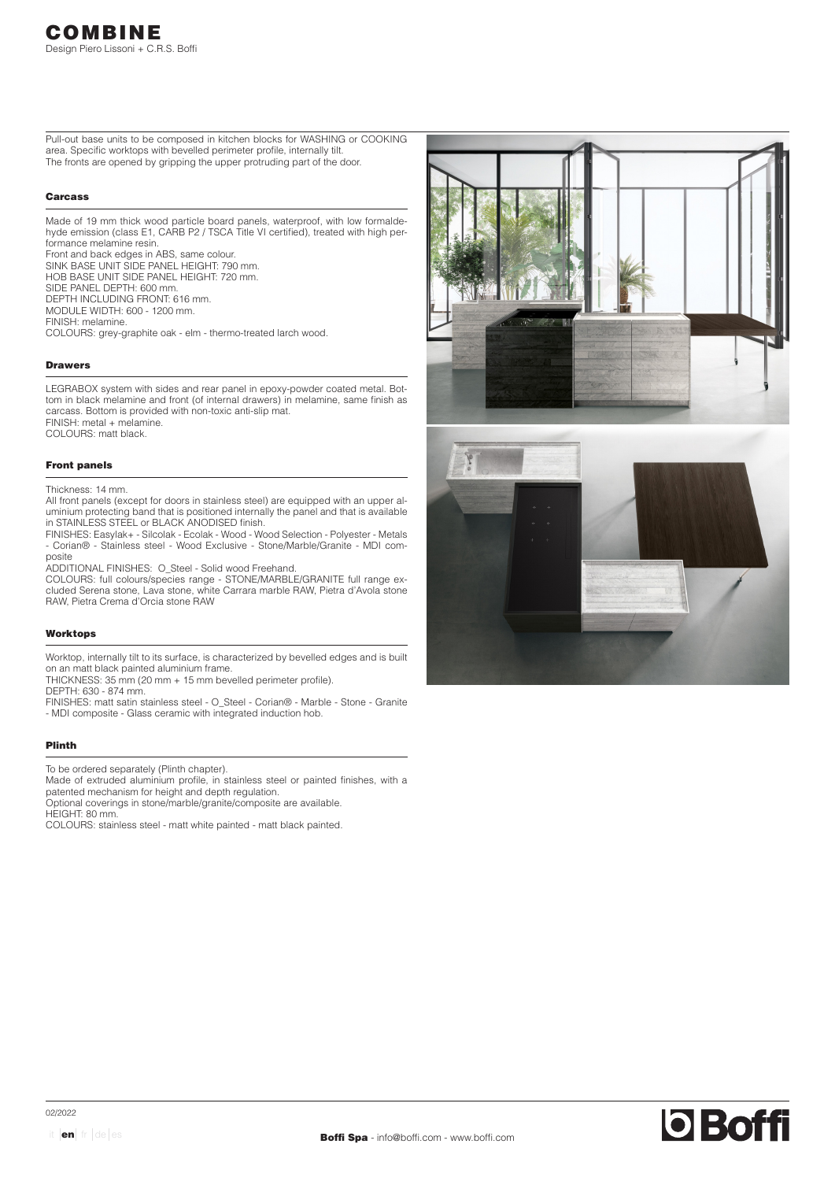# COMBINE

Design Piero Lissoni + C.R.S. Boffi

Pull-out base units to be composed in kitchen blocks for WASHING or COOKING area. Specific worktops with bevelled perimeter profile, internally tilt. The fronts are opened by gripping the upper protruding part of the door.

## Carcass

Made of 19 mm thick wood particle board panels, waterproof, with low formaldehyde emission (class E1, CARB P2 / TSCA Title VI certified), treated with high performance melamine resin.
Front and back edges in ABS, same colour.
SINK BASE UNIT SIDE PANEL HEIGHT: 790 mm.
HOB BASE UNIT SIDE PANEL HEIGHT: 720 mm.
SIDE PANEL DEPTH: 600 mm.
DEPTH INCLUDING FRONT: 616 mm.
MODULE WIDTH: 600 - 1200 mm.
FINISH: melamine.
COLOURS: grey-graphite oak - elm - thermo-treated larch wood.

## Drawers

LEGRABOX system with sides and rear panel in epoxy-powder coated metal. Bottom in black melamine and front (of internal drawers) in melamine, same finish as carcass. Bottom is provided with non-toxic anti-slip mat.
FINISH: metal + melamine.
COLOURS: matt black.

## Front panels

Thickness: 14 mm.
All front panels (except for doors in stainless steel) are equipped with an upper aluminium protecting band that is positioned internally the panel and that is available in STAINLESS STEEL or BLACK ANODISED finish.
FINISHES: Easylak+ - Silcolak - Ecolak - Wood - Wood Selection - Polyester - Metals - Corian® - Stainless steel - Wood Exclusive - Stone/Marble/Granite - MDI composite
ADDITIONAL FINISHES: O_Steel - Solid wood Freehand.
COLOURS: full colours/species range - STONE/MARBLE/GRANITE full range excluded Serena stone, Lava stone, white Carrara marble RAW, Pietra d'Avola stone RAW, Pietra Crema d'Orcia stone RAW

## Worktops

Worktop, internally tilt to its surface, is characterized by bevelled edges and is built on an matt black painted aluminium frame.
THICKNESS: 35 mm (20 mm + 15 mm bevelled perimeter profile).
DEPTH: 630 - 874 mm.
FINISHES: matt satin stainless steel - O_Steel - Corian® - Marble - Stone - Granite - MDI composite - Glass ceramic with integrated induction hob.

## Plinth

To be ordered separately (Plinth chapter).
Made of extruded aluminium profile, in stainless steel or painted finishes, with a patented mechanism for height and depth regulation.
Optional coverings in stone/marble/granite/composite are available.
HEIGHT: 80 mm.
COLOURS: stainless steel - matt white painted - matt black painted.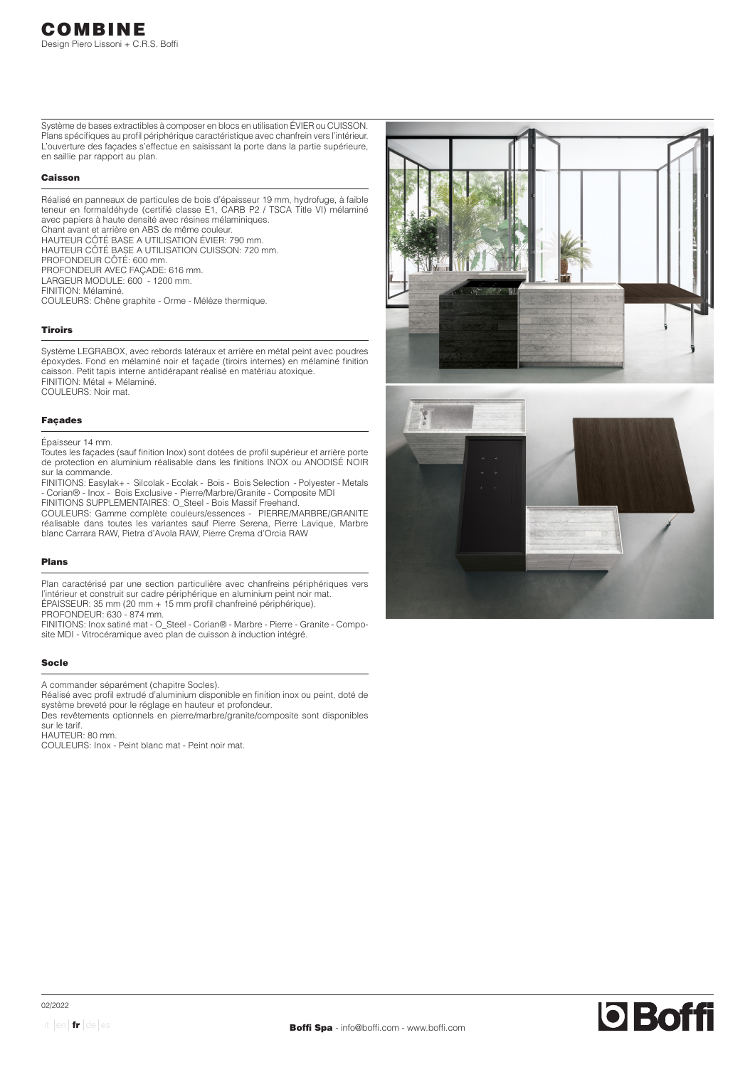# COMBINE

Design Piero Lissoni + C.R.S. Boffi

Système de bases extractibles à composer en blocs en utilisation ÉVIER ou CUISSON. Plans spécifiques au profil périphérique caractéristique avec chanfrein vers l'intérieur. L'ouverture des façades s'effectue en saisissant la porte dans la partie supérieure, en saillie par rapport au plan.

### Caisson

Réalisé en panneaux de particules de bois d'épaisseur 19 mm, hydrofuge, à faible teneur en formaldéhyde (certifié classe E1, CARB P2 / TSCA Title VI) mélaminé avec papiers à haute densité avec résines mélaminiques.
Chant avant et arrière en ABS de même couleur.
HAUTEUR CÔTÉ BASE A UTILISATION ÉVIER: 790 mm.
HAUTEUR CÔTÉ BASE A UTILISATION CUISSON: 720 mm.
PROFONDEUR CÔTÉ: 600 mm.
PROFONDEUR AVEC FAÇADE: 616 mm.
LARGEUR MODULE: 600 - 1200 mm.
FINITION: Mélaminé.
COULEURS: Chêne graphite - Orme - Mélèze thermique.

### Tiroirs

Système LEGRABOX, avec rebords latéraux et arrière en métal peint avec poudres époxydes. Fond en mélaminé noir et façade (tiroirs internes) en mélaminé finition caisson. Petit tapis interne antidérapant réalisé en matériau atoxique.
FINITION: Métal + Mélaminé.
COULEURS: Noir mat.

### Façades

Épaisseur 14 mm.
Toutes les façades (sauf finition Inox) sont dotées de profil supérieur et arrière porte de protection en aluminium réalisable dans les finitions INOX ou ANODISÉ NOIR sur la commande.
FINITIONS: Easylak+ - Silcolak - Ecolak - Bois - Bois Selection - Polyester - Metals - Corian® - Inox - Bois Exclusive - Pierre/Marbre/Granite - Composite MDI
FINITIONS SUPPLEMENTAIRES: O_Steel - Bois Massif Freehand.
COULEURS: Gamme complète couleurs/essences - PIERRE/MARBRE/GRANITE réalisable dans toutes les variantes sauf Pierre Serena, Pierre Lavique, Marbre blanc Carrara RAW, Pietra d'Avola RAW, Pierre Crema d'Orcia RAW

### Plans

Plan caractérisé par une section particulière avec chanfreins périphériques vers l'intérieur et construit sur cadre périphérique en aluminium peint noir mat.
ÉPAISSEUR: 35 mm (20 mm + 15 mm profil chanfreiné périphérique).
PROFONDEUR: 630 - 874 mm.
FINITIONS: Inox satiné mat - O_Steel - Corian® - Marbre - Pierre - Granite - Composite MDI - Vitrocéramique avec plan de cuisson à induction intégré.

### Socle

A commander séparément (chapitre Socles).
Réalisé avec profil extrudé d'aluminium disponible en finition inox ou peint, doté de système breveté pour le réglage en hauteur et profondeur.
Des revêtements optionnels en pierre/marbre/granite/composite sont disponibles sur le tarif.
HAUTEUR: 80 mm.
COULEURS: Inox - Peint blanc mat - Peint noir mat.

02/2022

it | en | **fr** | de | es

**Boffi Spa** - info@boffi.com - www.boffi.com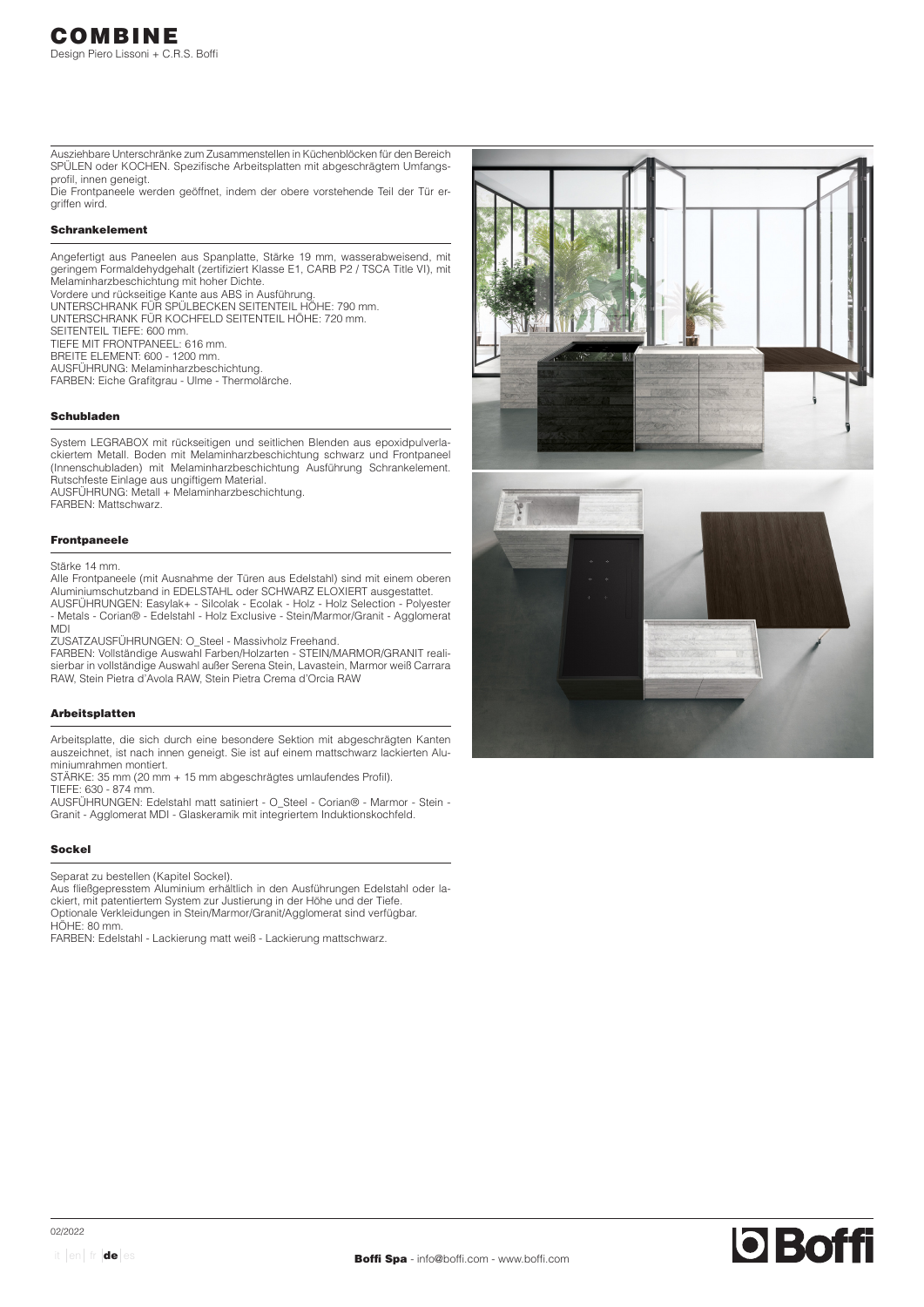# COMBINE

Design Piero Lissoni + C.R.S. Boffi

Ausziehbare Unterschränke zum Zusammenstellen in Küchenblöcken für den Bereich SPÜLEN oder KOCHEN. Spezifische Arbeitsplatten mit abgeschrägtem Umfangsprofil, innen geneigt.
Die Frontpaneele werden geöffnet, indem der obere vorstehende Teil der Tür ergriffen wird.

## Schrankelement

Angefertigt aus Paneelen aus Spanplatte, Stärke 19 mm, wasserabweisend, mit geringem Formaldehydgehalt (zertifiziert Klasse E1, CARB P2 / TSCA Title VI), mit Melaminharzbeschichtung mit hoher Dichte.
Vordere und rückseitige Kante aus ABS in Ausführung.
UNTERSCHRANK FÜR SPÜLBECKEN SEITENTEIL HÖHE: 790 mm.
UNTERSCHRANK FÜR KOCHFELD SEITENTEIL HÖHE: 720 mm.
SEITENTEIL TIEFE: 600 mm.
TIEFE MIT FRONTPANEEL: 616 mm.
BREITE ELEMENT: 600 - 1200 mm.
AUSFÜHRUNG: Melaminharzbeschichtung.
FARBEN: Eiche Grafitgrau - Ulme - Thermolärche.

## Schubladen

System LEGRABOX mit rückseitigen und seitlichen Blenden aus epoxidpulverlackiertem Metall. Boden mit Melaminharzbeschichtung schwarz und Frontpaneel (Innenschubladen) mit Melaminharzbeschichtung Ausführung Schrankelement. Rutschfeste Einlage aus ungiftigem Material.
AUSFÜHRUNG: Metall + Melaminharzbeschichtung.
FARBEN: Mattschwarz.

## Frontpaneele

Stärke 14 mm.
Alle Frontpaneele (mit Ausnahme der Türen aus Edelstahl) sind mit einem oberen Aluminiumschutzband in EDELSTAHL oder SCHWARZ ELOXIERT ausgestattet.
AUSFÜHRUNGEN: Easylak+ - Silcolak - Ecolak - Holz - Holz Selection - Polyester - Metals - Corian® - Edelstahl - Holz Exclusive - Stein/Marmor/Granit - Agglomerat MDI
ZUSATZAUSFÜHRUNGEN: O_Steel - Massivholz Freehand.
FARBEN: Vollständige Auswahl Farben/Holzarten - STEIN/MARMOR/GRANIT realisierbar in vollständige Auswahl außer Serena Stein, Lavastein, Marmor weiß Carrara RAW, Stein Pietra d'Avola RAW, Stein Pietra Crema d'Orcia RAW

## Arbeitsplatten

Arbeitsplatte, die sich durch eine besondere Sektion mit abgeschrägten Kanten auszeichnet, ist nach innen geneigt. Sie ist auf einem mattschwarz lackierten Aluminiumrahmen montiert.
STÄRKE: 35 mm (20 mm + 15 mm abgeschrägtes umlaufendes Profil).
TIEFE: 630 - 874 mm.
AUSFÜHRUNGEN: Edelstahl matt satiniert - O_Steel - Corian® - Marmor - Stein - Granit - Agglomerat MDI - Glaskeramik mit integriertem Induktionskochfeld.

## Sockel

Separat zu bestellen (Kapitel Sockel).
Aus fließgepresstem Aluminium erhältlich in den Ausführungen Edelstahl oder lackiert, mit patentiertem System zur Justierung in der Höhe und der Tiefe.
Optionale Verkleidungen in Stein/Marmor/Granit/Agglomerat sind verfügbar.
HÖHE: 80 mm.
FARBEN: Edelstahl - Lackierung matt weiß - Lackierung mattschwarz.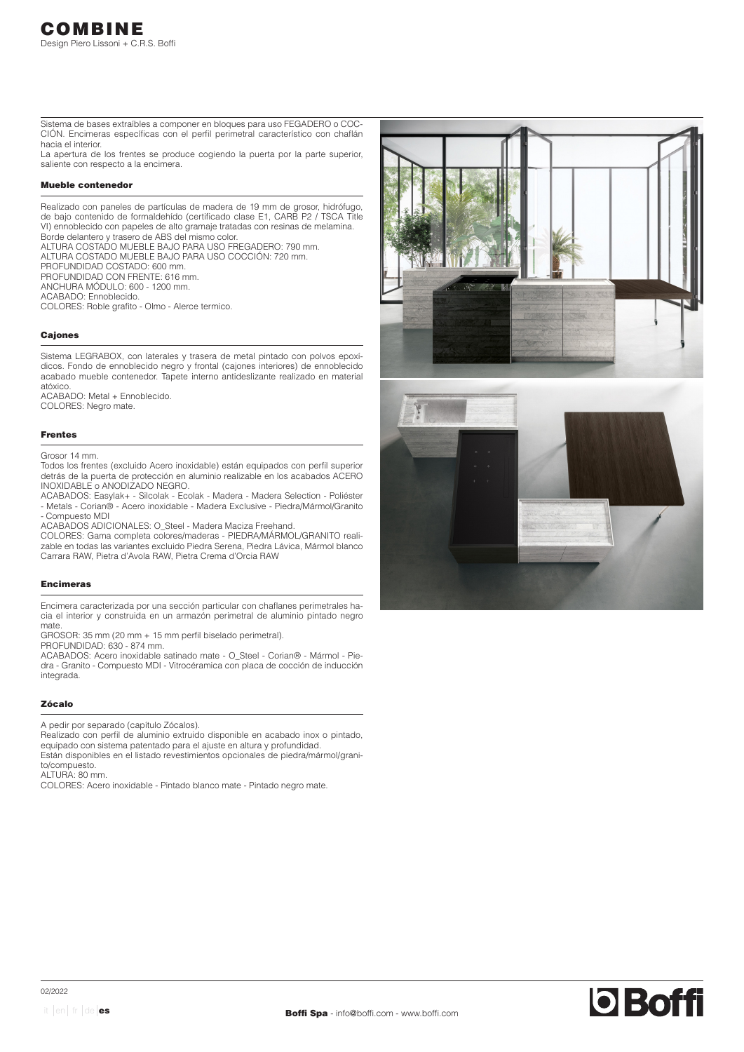# COMBINE

Design Piero Lissoni + C.R.S. Boffi

Sistema de bases extraíbles a componer en bloques para uso FEGADERO o COCCIÓN. Encimeras específicas con el perfil perimetral característico con chaflán hacia el interior.
La apertura de los frentes se produce cogiendo la puerta por la parte superior, saliente con respecto a la encimera.

## Mueble contenedor

Realizado con paneles de partículas de madera de 19 mm de grosor, hidrófugo, de bajo contenido de formaldehído (certificado clase E1, CARB P2 / TSCA Title VI) ennoblecido con papeles de alto gramaje tratadas con resinas de melamina. Borde delantero y trasero de ABS del mismo color.
ALTURA COSTADO MUEBLE BAJO PARA USO FREGADERO: 790 mm.
ALTURA COSTADO MUEBLE BAJO PARA USO COCCIÓN: 720 mm.
PROFUNDIDAD COSTADO: 600 mm.
PROFUNDIDAD CON FRENTE: 616 mm.
ANCHURA MÓDULO: 600 - 1200 mm.
ACABADO: Ennoblecido.
COLORES: Roble grafito - Olmo - Alerce termico.

## Cajones

Sistema LEGRABOX, con laterales y trasera de metal pintado con polvos epoxídicos. Fondo de ennoblecido negro y frontal (cajones interiores) de ennoblecido acabado mueble contenedor. Tapete interno antideslizante realizado en material atóxico.
ACABADO: Metal + Ennoblecido.
COLORES: Negro mate.

## Frentes

Grosor 14 mm.
Todos los frentes (excluido Acero inoxidable) están equipados con perfil superior detrás de la puerta de protección en aluminio realizable en los acabados ACERO INOXIDABLE o ANODIZADO NEGRO.
ACABADOS: Easylak+ - Silcolak - Ecolak - Madera - Madera Selection - Poliéster - Metals - Corian® - Acero inoxidable - Madera Exclusive - Piedra/Mármol/Granito - Compuesto MDI
ACABADOS ADICIONALES: O_Steel - Madera Maciza Freehand.
COLORES: Gama completa colores/maderas - PIEDRA/MÁRMOL/GRANITO realizable en todas las variantes excluido Piedra Serena, Piedra Lávica, Mármol blanco Carrara RAW, Pietra d'Avola RAW, Pietra Crema d'Orcia RAW

## Encimeras

Encimera caracterizada por una sección particular con chaflanes perimetrales hacia el interior y construida en un armazón perimetral de aluminio pintado negro mate.
GROSOR: 35 mm (20 mm + 15 mm perfil biselado perimetral).
PROFUNDIDAD: 630 - 874 mm.
ACABADOS: Acero inoxidable satinado mate - O_Steel - Corian® - Mármol - Piedra - Granito - Compuesto MDI - Vitrocéramica con placa de cocción de inducción integrada.

## Zócalo

A pedir por separado (capítulo Zócalos).
Realizado con perfil de aluminio extruido disponible en acabado inox o pintado, equipado con sistema patentado para el ajuste en altura y profundidad.
Están disponibles en el listado revestimientos opcionales de piedra/mármol/granito/compuesto.
ALTURA: 80 mm.
COLORES: Acero inoxidable - Pintado blanco mate - Pintado negro mate.

02/2022

it | en | fr | de | **es**

**Boffi Spa** - info@boffi.com - www.boffi.com